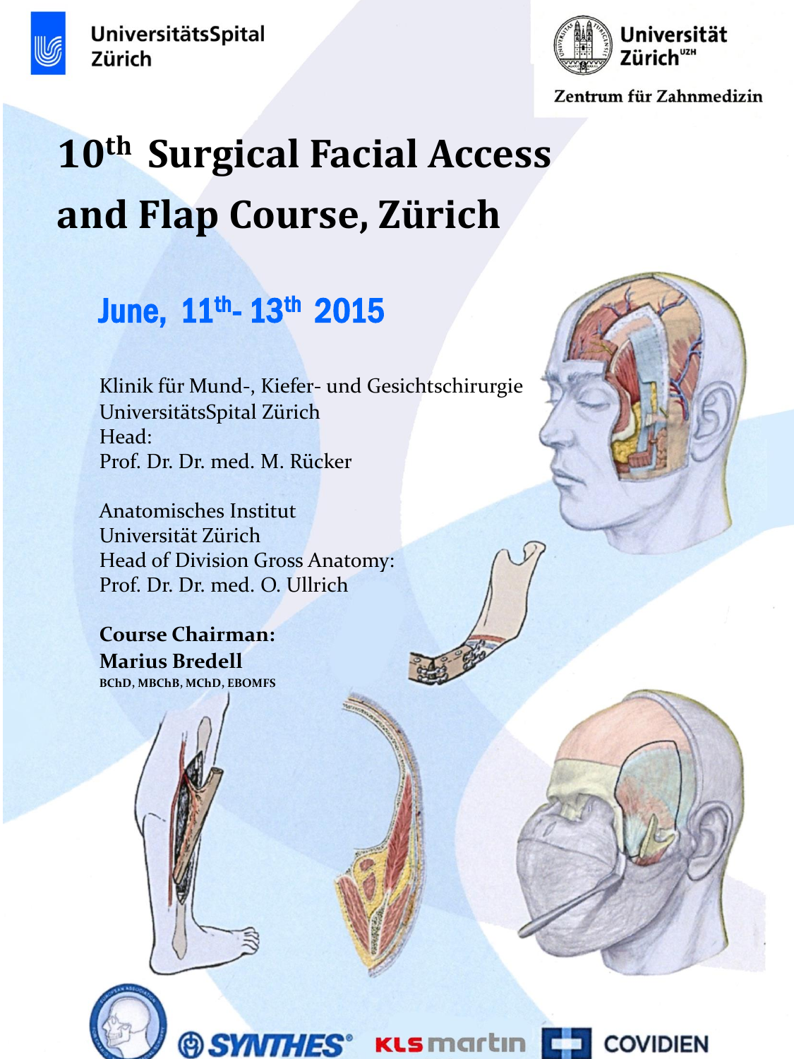UniversitätsSpital Zürich

Universität Zürich[UZH]

Zentrum für Zahnmedizin

# 10th Surgical Facial Access and Flap Course, Zürich

## June, 11th- 13th 2015

Klinik für Mund-, Kiefer- und Gesichtschirurgie
UniversitätsSpital Zürich
Head:
Prof. Dr. Dr. med. M. Rücker

Anatomisches Institut
Universität Zürich
Head of Division Gross Anatomy:
Prof. Dr. Dr. med. O. Ullrich

**Course Chairman:**
**Marius Bredell**
**BChD, MBChB, MChD, EBOMFS**

SYNTHES® KLS martin COVIDIEN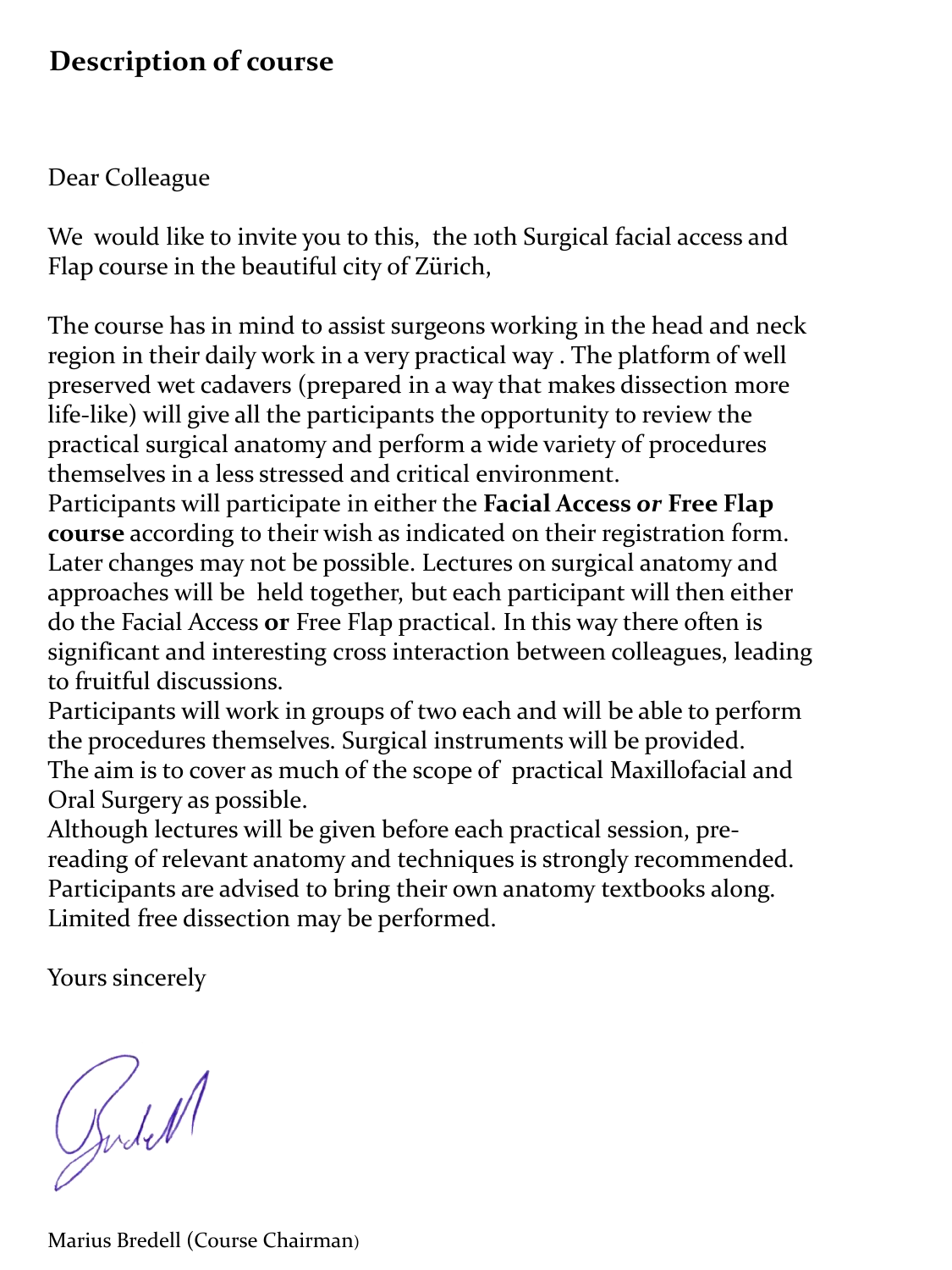## Description of course

Dear Colleague

We would like to invite you to this, the 10th Surgical facial access and Flap course in the beautiful city of Zürich,

The course has in mind to assist surgeons working in the head and neck region in their daily work in a very practical way . The platform of well preserved wet cadavers (prepared in a way that makes dissection more life-like) will give all the participants the opportunity to review the practical surgical anatomy and perform a wide variety of procedures themselves in a less stressed and critical environment.
Participants will participate in either the **Facial Access *or* Free Flap course** according to their wish as indicated on their registration form. Later changes may not be possible. Lectures on surgical anatomy and approaches will be held together, but each participant will then either do the Facial Access **or** Free Flap practical. In this way there often is significant and interesting cross interaction between colleagues, leading to fruitful discussions.
Participants will work in groups of two each and will be able to perform the procedures themselves. Surgical instruments will be provided.
The aim is to cover as much of the scope of practical Maxillofacial and Oral Surgery as possible.
Although lectures will be given before each practical session, pre-reading of relevant anatomy and techniques is strongly recommended. Participants are advised to bring their own anatomy textbooks along. Limited free dissection may be performed.

Yours sincerely

Marius Bredell (Course Chairman)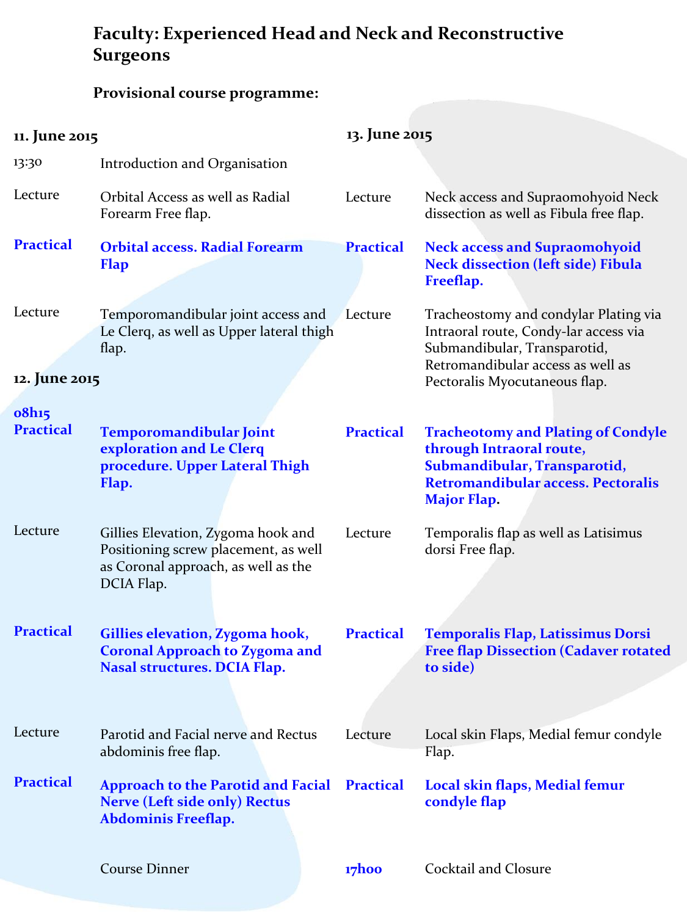## Faculty: Experienced Head and Neck and Reconstructive Surgeons

### Provisional course programme:

#### 11. June 2015

| | |
|---|---|
| 13:30 | Introduction and Organisation |
| Lecture | Orbital Access as well as Radial Forearm Free flap. |
| **Practical** | **Orbital access. Radial Forearm Flap** |
| Lecture | Temporomandibular joint access and Le Clerq, as well as Upper lateral thigh flap. |

#### 12. June 2015

| | |
|---|---|
| **08h15 Practical** | **Temporomandibular Joint exploration and Le Clerq procedure. Upper Lateral Thigh Flap.** |
| Lecture | Gillies Elevation, Zygoma hook and Positioning screw placement, as well as Coronal approach, as well as the DCIA Flap. |
| **Practical** | **Gillies elevation, Zygoma hook, Coronal Approach to Zygoma and Nasal structures. DCIA Flap.** |
| Lecture | Parotid and Facial nerve and Rectus abdominis free flap. |
| **Practical** | **Approach to the Parotid and Facial Nerve (Left side only) Rectus Abdominis Freeflap.** |
| | Course Dinner |

#### 13. June 2015

| | |
|---|---|
| Lecture | Neck access and Supraomohyoid Neck dissection as well as Fibula free flap. |
| **Practical** | **Neck access and Supraomohyoid Neck dissection (left side) Fibula Freeflap.** |
| Lecture | Tracheostomy and condylar Plating via Intraoral route, Condy-lar access via Submandibular, Transparotid, Retromandibular access as well as Pectoralis Myocutaneous flap. |
| **Practical** | **Tracheotomy and Plating of Condyle through Intraoral route, Submandibular, Transparotid, Retromandibular access. Pectoralis Major Flap.** |
| Lecture | Temporalis flap as well as Latisimus dorsi Free flap. |
| **Practical** | **Temporalis Flap, Latissimus Dorsi Free flap Dissection (Cadaver rotated to side)** |
| Lecture | Local skin Flaps, Medial femur condyle Flap. |
| **Practical** | **Local skin flaps, Medial femur condyle flap** |
| **17h00** | Cocktail and Closure |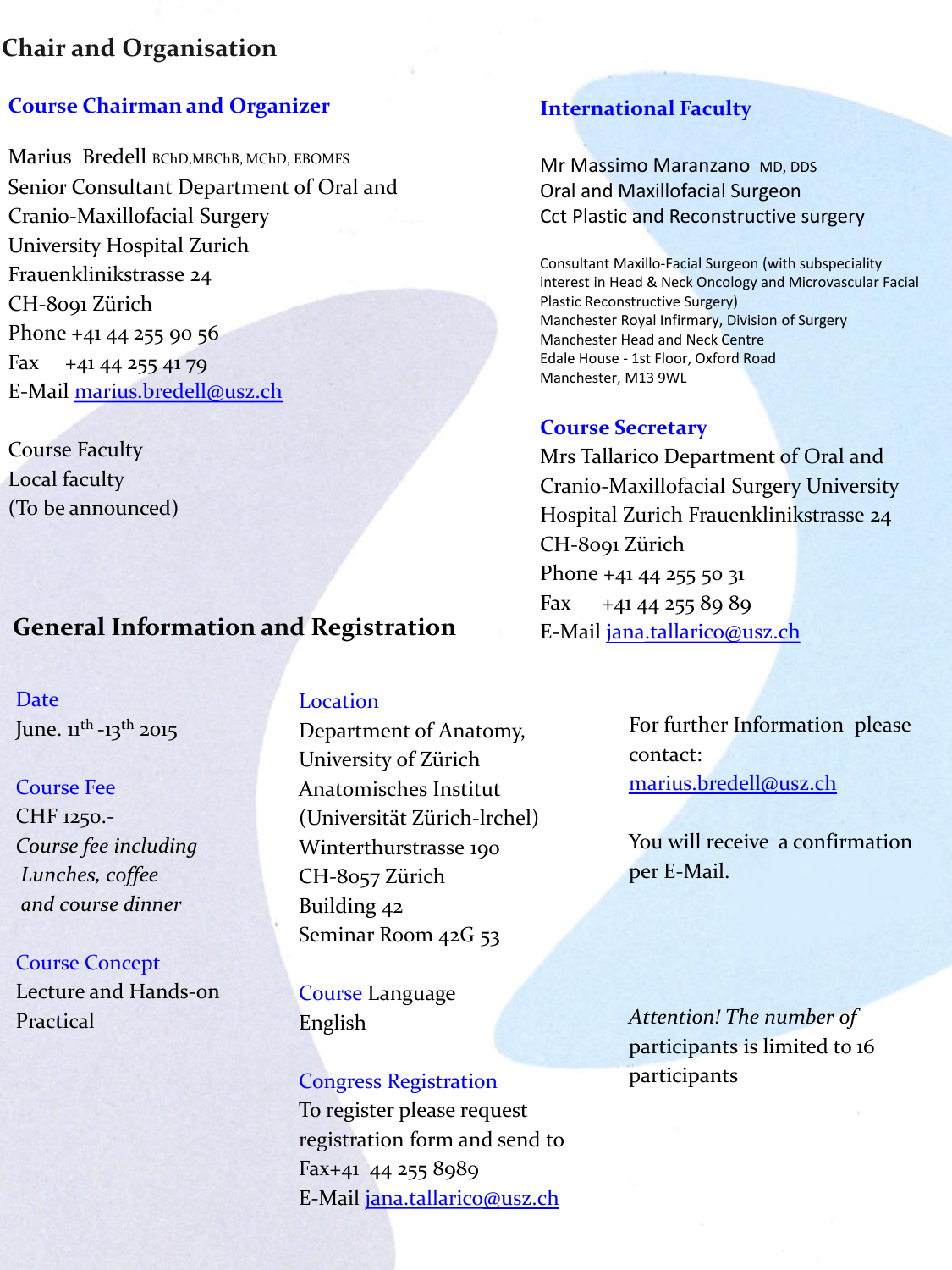# Chair and Organisation

## Course Chairman and Organizer

Marius Bredell BChD,MBChB, MChD, EBOMFS
Senior Consultant Department of Oral and Cranio-Maxillofacial Surgery
University Hospital Zurich
Frauenklinikstrasse 24
CH-8091 Zürich
Phone +41 44 255 90 56
Fax +41 44 255 41 79
E-Mail marius.bredell@usz.ch

Course Faculty
Local faculty
(To be announced)

## International Faculty

Mr Massimo Maranzano MD, DDS
Oral and Maxillofacial Surgeon
Cct Plastic and Reconstructive surgery

Consultant Maxillo-Facial Surgeon (with subspeciality interest in Head & Neck Oncology and Microvascular Facial Plastic Reconstructive Surgery)
Manchester Royal Infirmary, Division of Surgery
Manchester Head and Neck Centre
Edale House - 1st Floor, Oxford Road
Manchester, M13 9WL

## Course Secretary

Mrs Tallarico Department of Oral and Cranio-Maxillofacial Surgery University Hospital Zurich Frauenklinikstrasse 24
CH-8091 Zürich
Phone +41 44 255 50 31
Fax +41 44 255 89 89
E-Mail jana.tallarico@usz.ch

# General Information and Registration

### Date

June. 11th -13th 2015

### Course Fee

CHF 1250.-
*Course fee including Lunches, coffee and course dinner*

### Course Concept

Lecture and Hands-on Practical

### Location

Department of Anatomy, University of Zürich
Anatomisches Institut
(Universität Zürich-Irchel)
Winterthurstrasse 190
CH-8057 Zürich
Building 42
Seminar Room 42G 53

### Course Language

English

### Congress Registration

To register please request registration form and send to
Fax+41 44 255 8989
E-Mail jana.tallarico@usz.ch

For further Information please contact:
marius.bredell@usz.ch

You will receive a confirmation per E-Mail.

*Attention! The number of* participants is limited to 16 participants